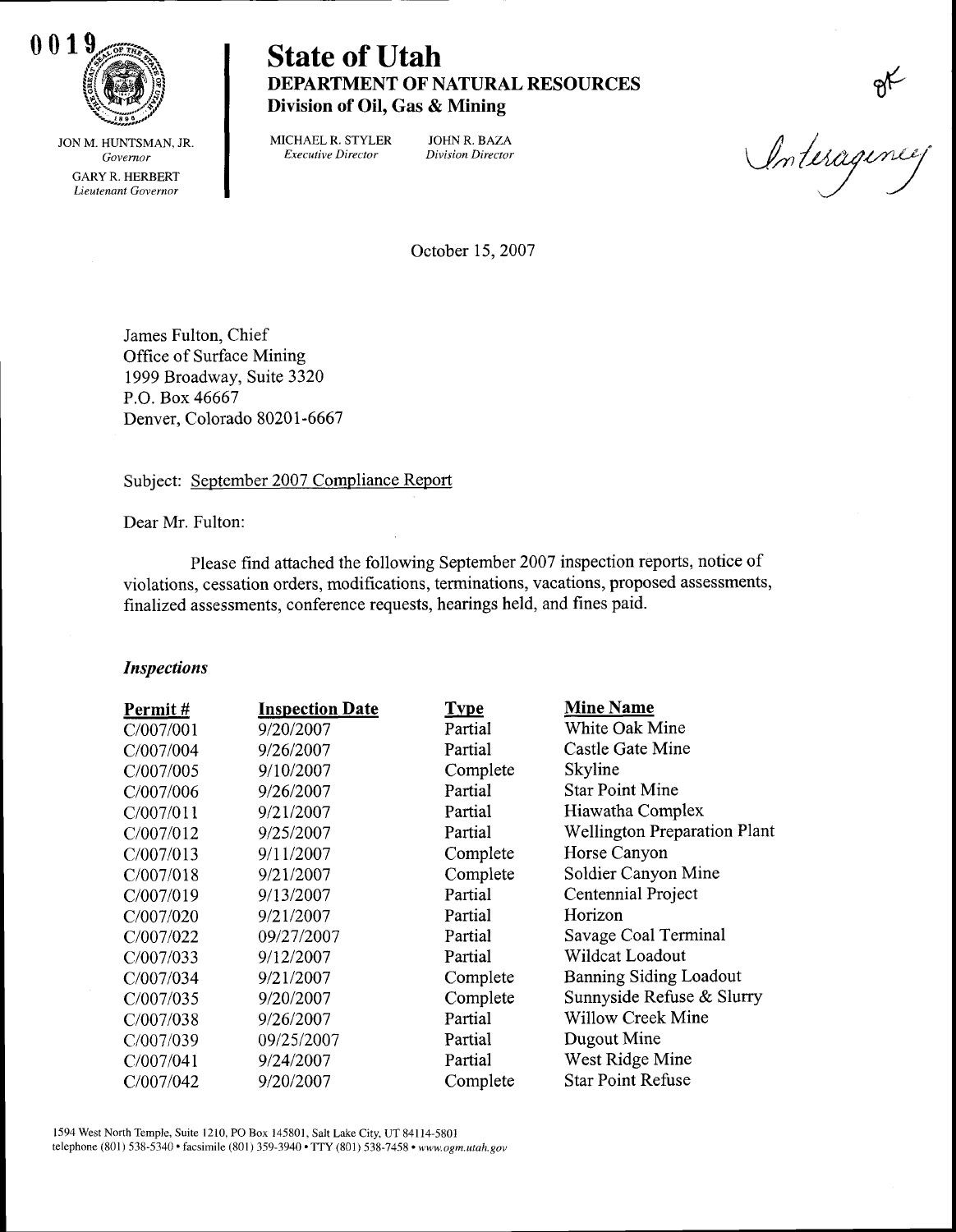0019

JON M. HUNTSMAN, JR.
*Governor*
GARY R. HERBERT
*Lieutenant Governor*

# State of Utah
## DEPARTMENT OF NATURAL RESOURCES
**Division of Oil, Gas & Mining**

MICHAEL R. STYLER
*Executive Director*

JOHN R. BAZA
*Division Director*

OK
Interagency

October 15, 2007

James Fulton, Chief
Office of Surface Mining
1999 Broadway, Suite 3320
P.O. Box 46667
Denver, Colorado 80201-6667

Subject: September 2007 Compliance Report

Dear Mr. Fulton:

Please find attached the following September 2007 inspection reports, notice of violations, cessation orders, modifications, terminations, vacations, proposed assessments, finalized assessments, conference requests, hearings held, and fines paid.

### *Inspections*

| Permit # | Inspection Date | Type | Mine Name |
|---|---|---|---|
| C/007/001 | 9/20/2007 | Partial | White Oak Mine |
| C/007/004 | 9/26/2007 | Partial | Castle Gate Mine |
| C/007/005 | 9/10/2007 | Complete | Skyline |
| C/007/006 | 9/26/2007 | Partial | Star Point Mine |
| C/007/011 | 9/21/2007 | Partial | Hiawatha Complex |
| C/007/012 | 9/25/2007 | Partial | Wellington Preparation Plant |
| C/007/013 | 9/11/2007 | Complete | Horse Canyon |
| C/007/018 | 9/21/2007 | Complete | Soldier Canyon Mine |
| C/007/019 | 9/13/2007 | Partial | Centennial Project |
| C/007/020 | 9/21/2007 | Partial | Horizon |
| C/007/022 | 09/27/2007 | Partial | Savage Coal Terminal |
| C/007/033 | 9/12/2007 | Partial | Wildcat Loadout |
| C/007/034 | 9/21/2007 | Complete | Banning Siding Loadout |
| C/007/035 | 9/20/2007 | Complete | Sunnyside Refuse & Slurry |
| C/007/038 | 9/26/2007 | Partial | Willow Creek Mine |
| C/007/039 | 09/25/2007 | Partial | Dugout Mine |
| C/007/041 | 9/24/2007 | Partial | West Ridge Mine |
| C/007/042 | 9/20/2007 | Complete | Star Point Refuse |

1594 West North Temple, Suite 1210, PO Box 145801, Salt Lake City, UT 84114-5801
telephone (801) 538-5340 • facsimile (801) 359-3940 • TTY (801) 538-7458 • *www.ogm.utah.gov*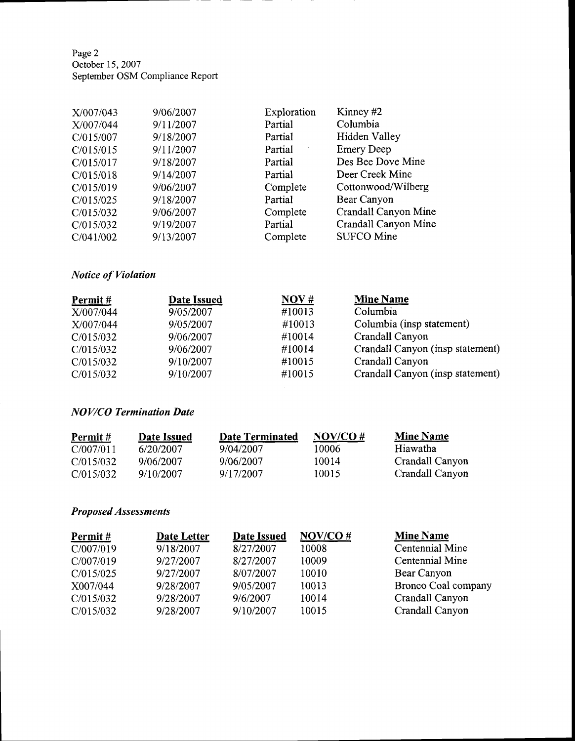| | | | |
|---|---|---|---|
| X/007/043 | 9/06/2007 | Exploration | Kinney #2 |
| X/007/044 | 9/11/2007 | Partial | Columbia |
| C/015/007 | 9/18/2007 | Partial | Hidden Valley |
| C/015/015 | 9/11/2007 | Partial | Emery Deep |
| C/015/017 | 9/18/2007 | Partial | Des Bee Dove Mine |
| C/015/018 | 9/14/2007 | Partial | Deer Creek Mine |
| C/015/019 | 9/06/2007 | Complete | Cottonwood/Wilberg |
| C/015/025 | 9/18/2007 | Partial | Bear Canyon |
| C/015/032 | 9/06/2007 | Complete | Crandall Canyon Mine |
| C/015/032 | 9/19/2007 | Partial | Crandall Canyon Mine |
| C/041/002 | 9/13/2007 | Complete | SUFCO Mine |

### *Notice of Violation*

| Permit # | Date Issued | NOV # | Mine Name |
|---|---|---|---|
| X/007/044 | 9/05/2007 | #10013 | Columbia |
| X/007/044 | 9/05/2007 | #10013 | Columbia (insp statement) |
| C/015/032 | 9/06/2007 | #10014 | Crandall Canyon |
| C/015/032 | 9/06/2007 | #10014 | Crandall Canyon (insp statement) |
| C/015/032 | 9/10/2007 | #10015 | Crandall Canyon |
| C/015/032 | 9/10/2007 | #10015 | Crandall Canyon (insp statement) |

### *NOV/CO Termination Date*

| Permit # | Date Issued | Date Terminated | NOV/CO # | Mine Name |
|---|---|---|---|---|
| C/007/011 | 6/20/2007 | 9/04/2007 | 10006 | Hiawatha |
| C/015/032 | 9/06/2007 | 9/06/2007 | 10014 | Crandall Canyon |
| C/015/032 | 9/10/2007 | 9/17/2007 | 10015 | Crandall Canyon |

### *Proposed Assessments*

| Permit # | Date Letter | Date Issued | NOV/CO # | Mine Name |
|---|---|---|---|---|
| C/007/019 | 9/18/2007 | 8/27/2007 | 10008 | Centennial Mine |
| C/007/019 | 9/27/2007 | 8/27/2007 | 10009 | Centennial Mine |
| C/015/025 | 9/27/2007 | 8/07/2007 | 10010 | Bear Canyon |
| X007/044 | 9/28/2007 | 9/05/2007 | 10013 | Bronco Coal company |
| C/015/032 | 9/28/2007 | 9/6/2007 | 10014 | Crandall Canyon |
| C/015/032 | 9/28/2007 | 9/10/2007 | 10015 | Crandall Canyon |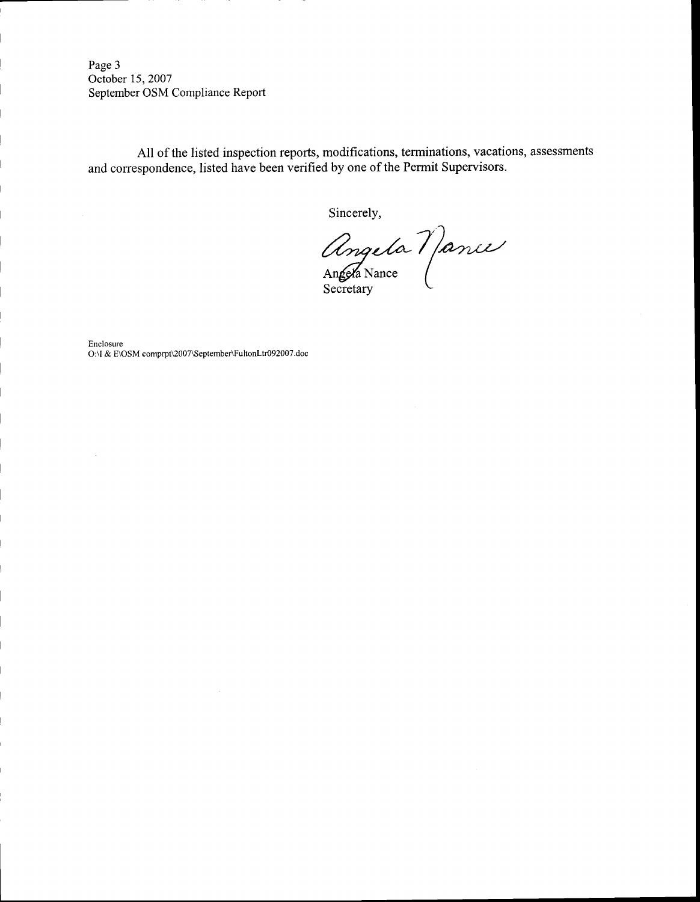All of the listed inspection reports, modifications, terminations, vacations, assessments and correspondence, listed have been verified by one of the Permit Supervisors.

Sincerely,

Angela Nance

Angela Nance
Secretary

Enclosure
O:\I & E\OSM comprpt\2007\September\FultonLtr092007.doc